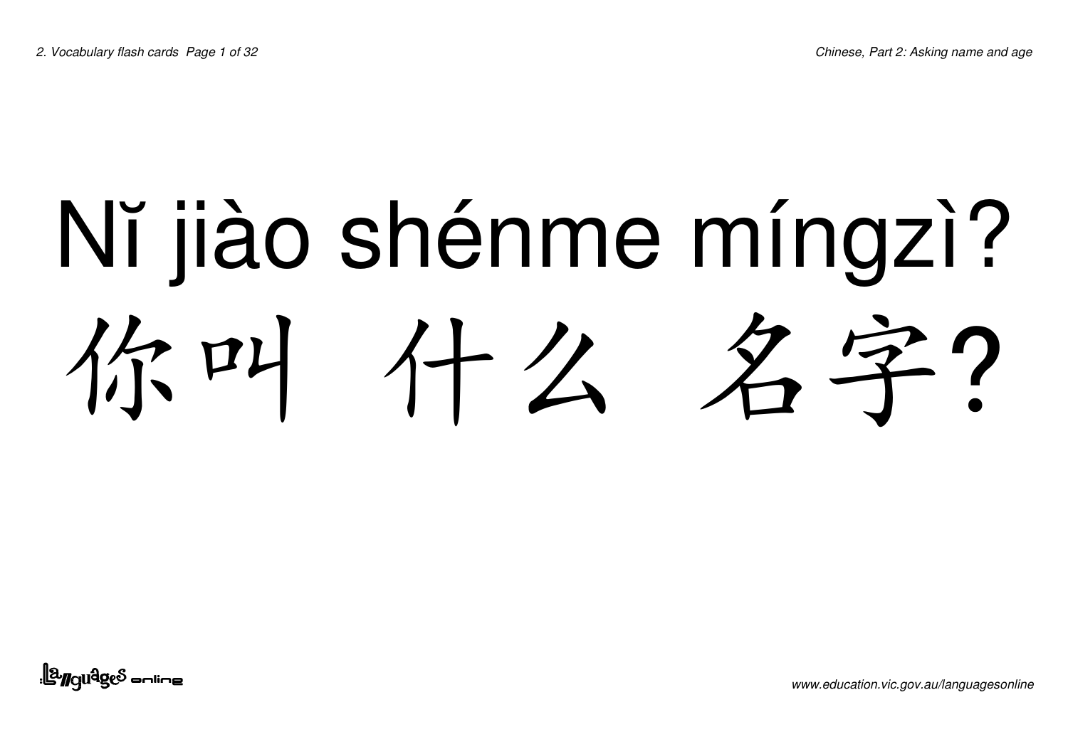Nĭ jiào shénme míngzì?

你叫 什么 名字?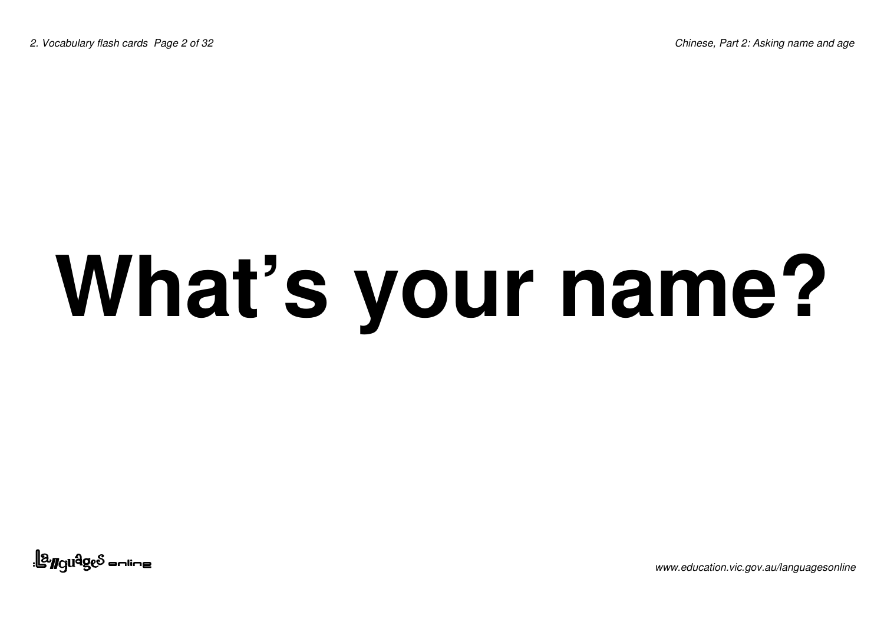# What's your name?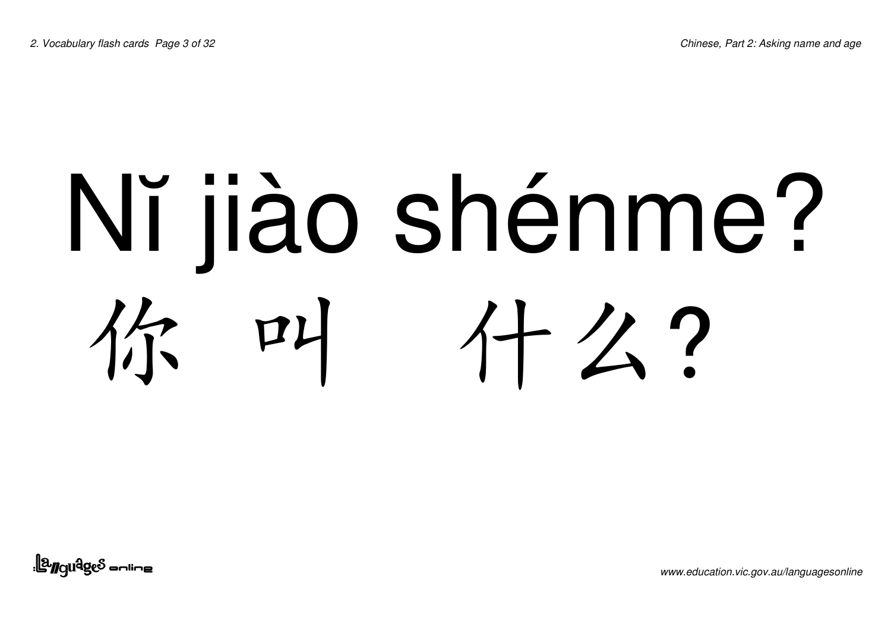# Nĭ jiào shénme?

# 你 叫 什么?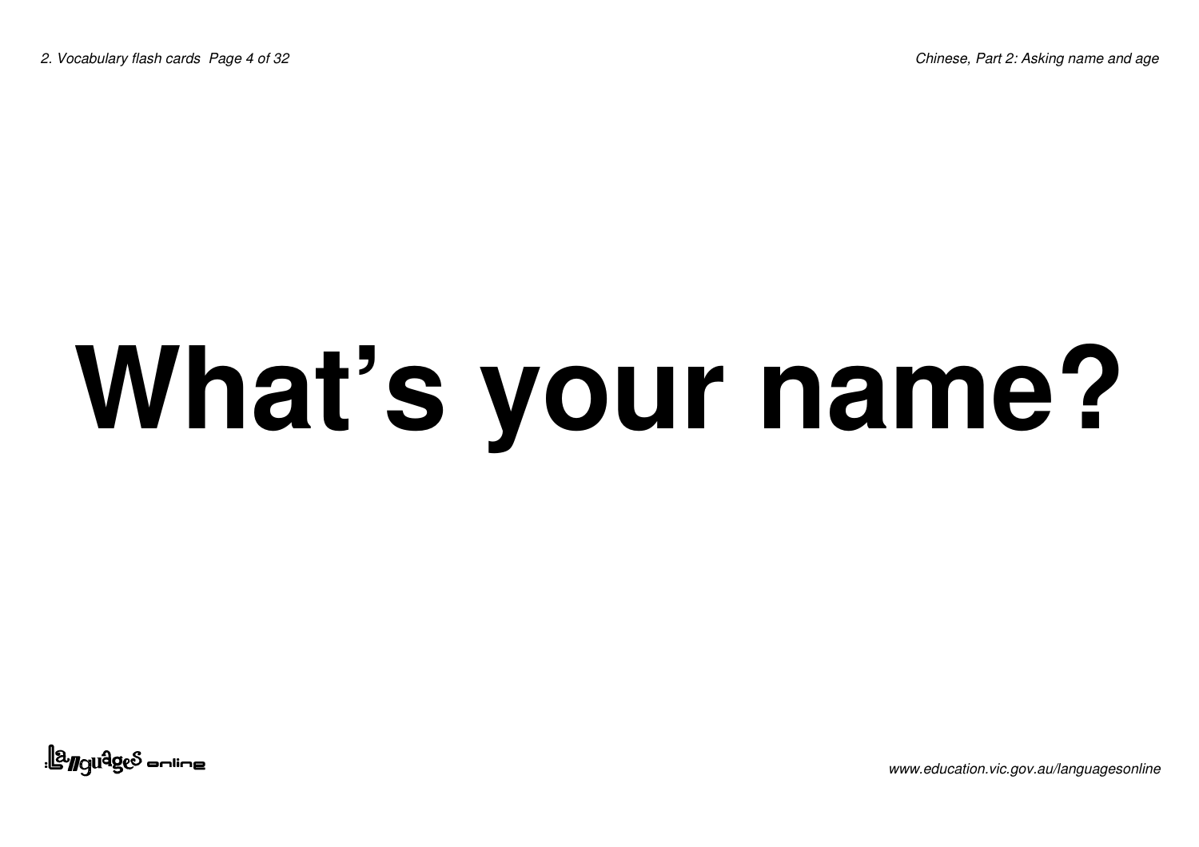# What's your name?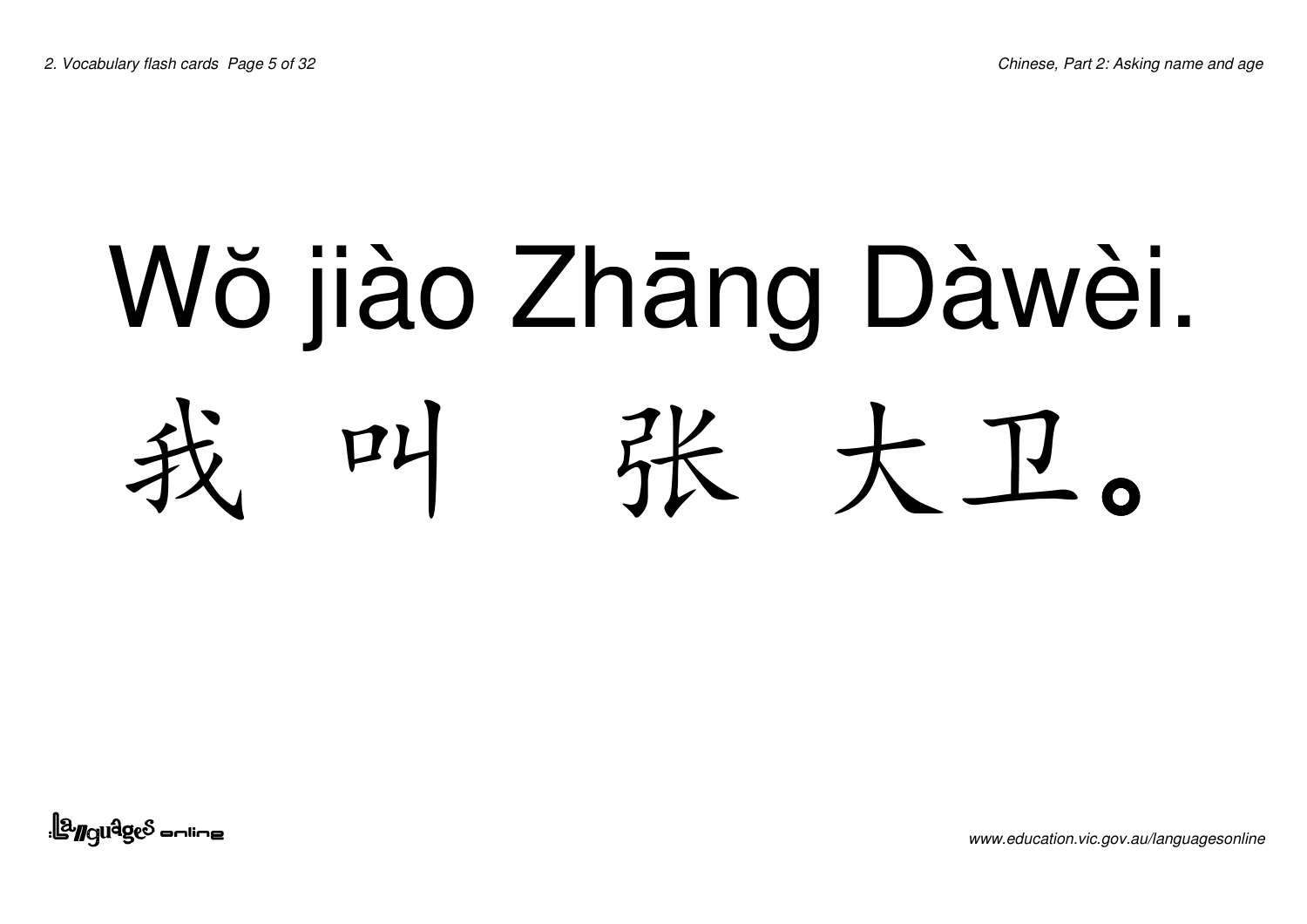# Wŏ jiào Zhāng Dàwèi.

# 我 叫 张 大卫。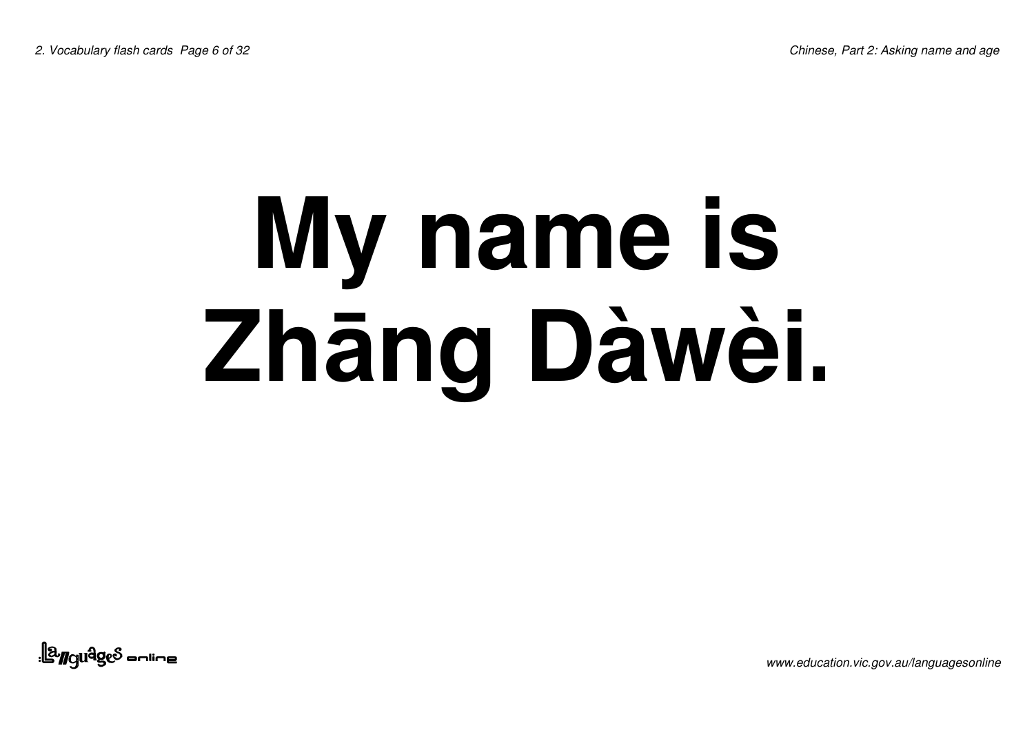# My name is Zhāng Dàwèi.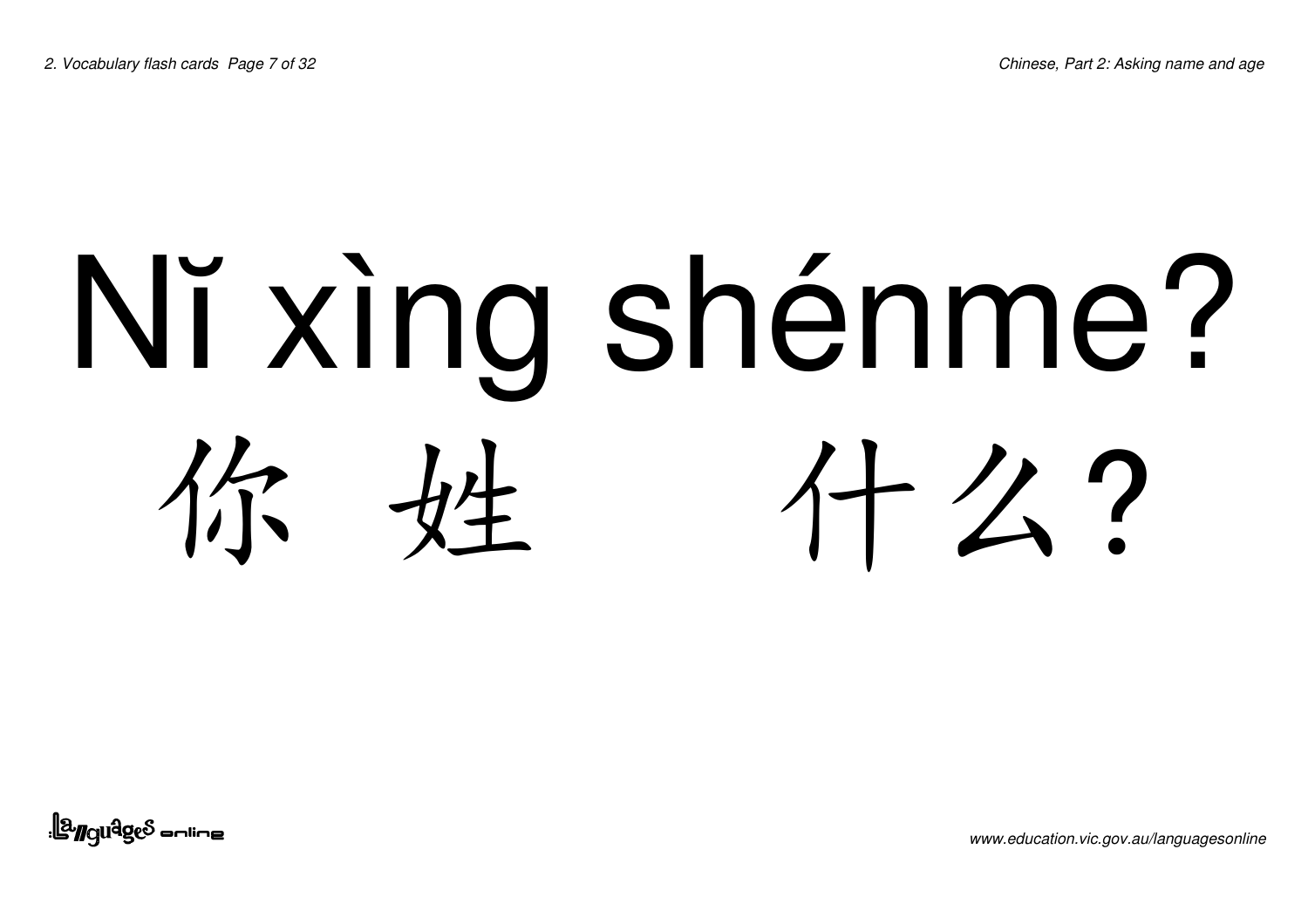# Nĭ xìng shénme?

# 你 姓 什么?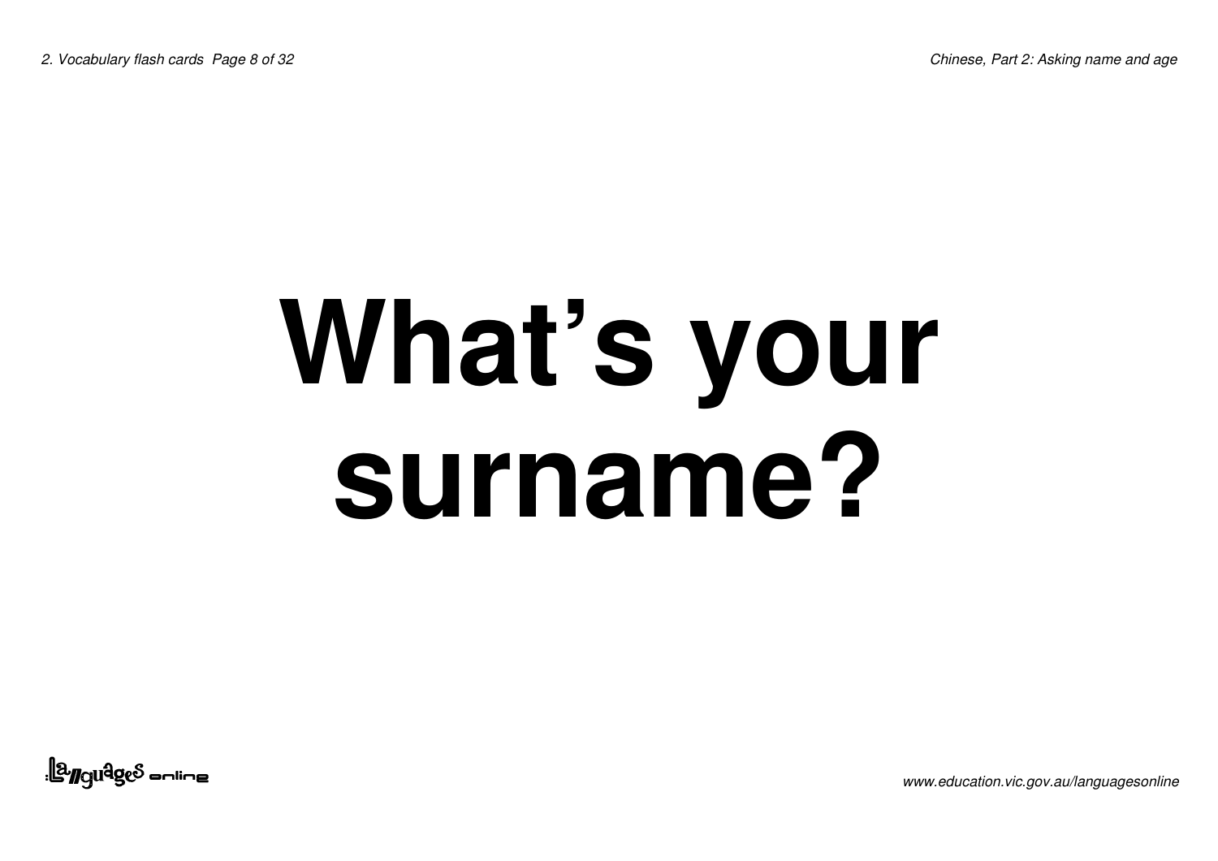# What's your surname?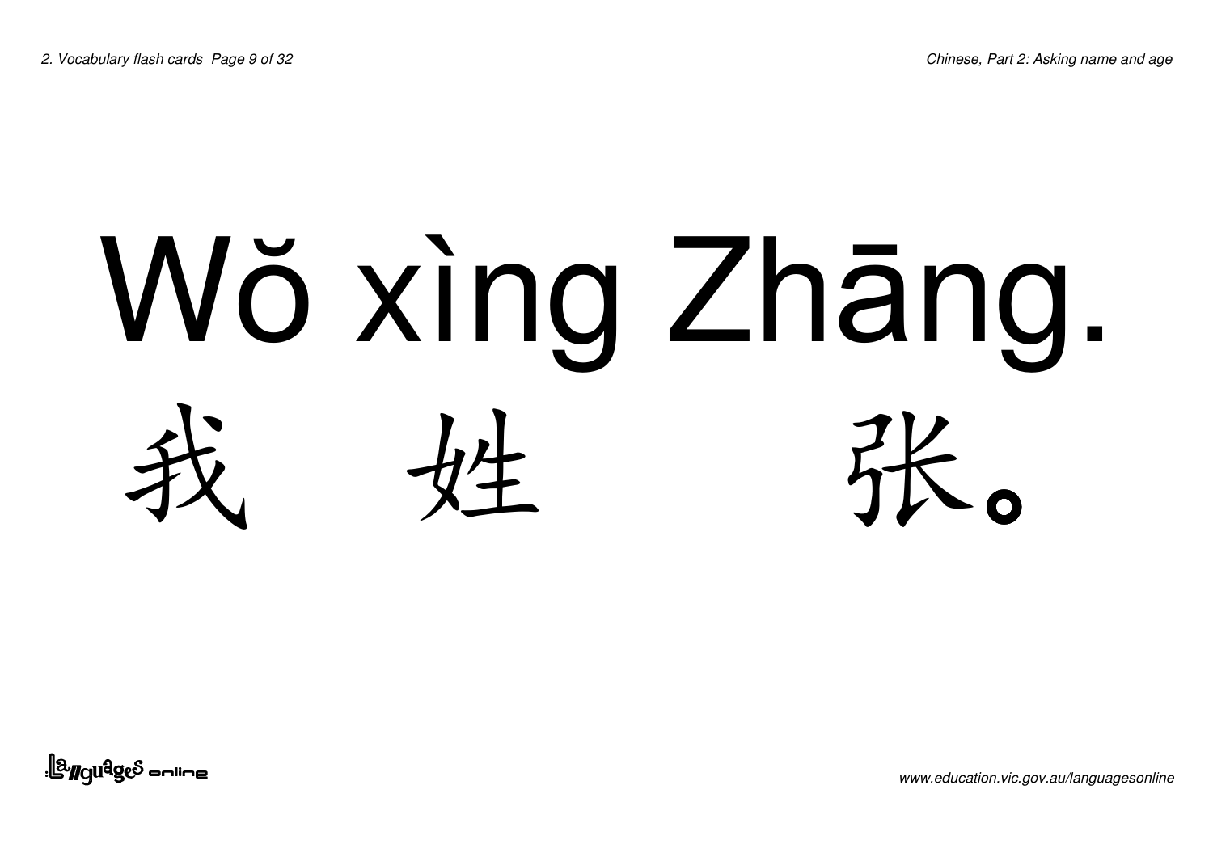# Wǒ xìng Zhāng.

# 我 姓 张。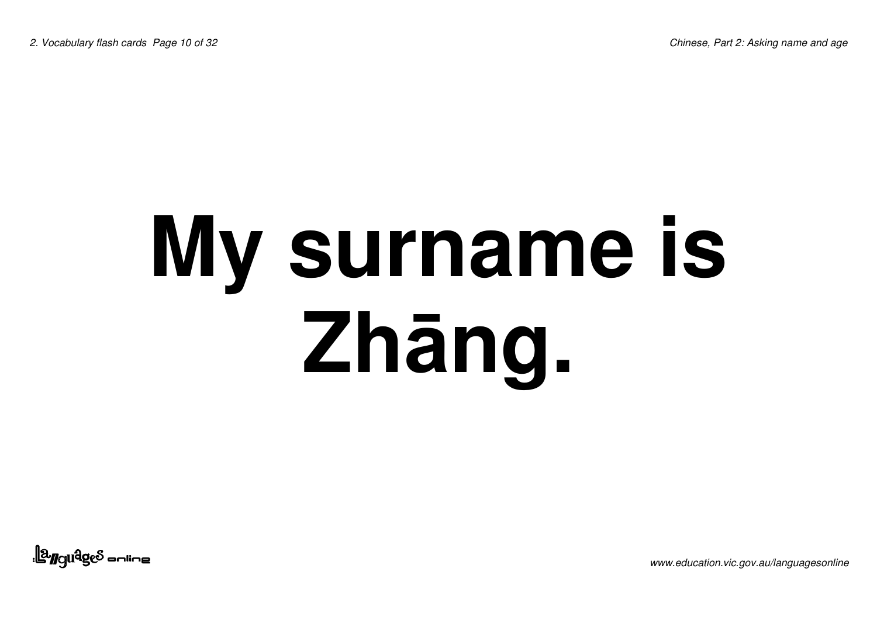# My surname is Zhāng.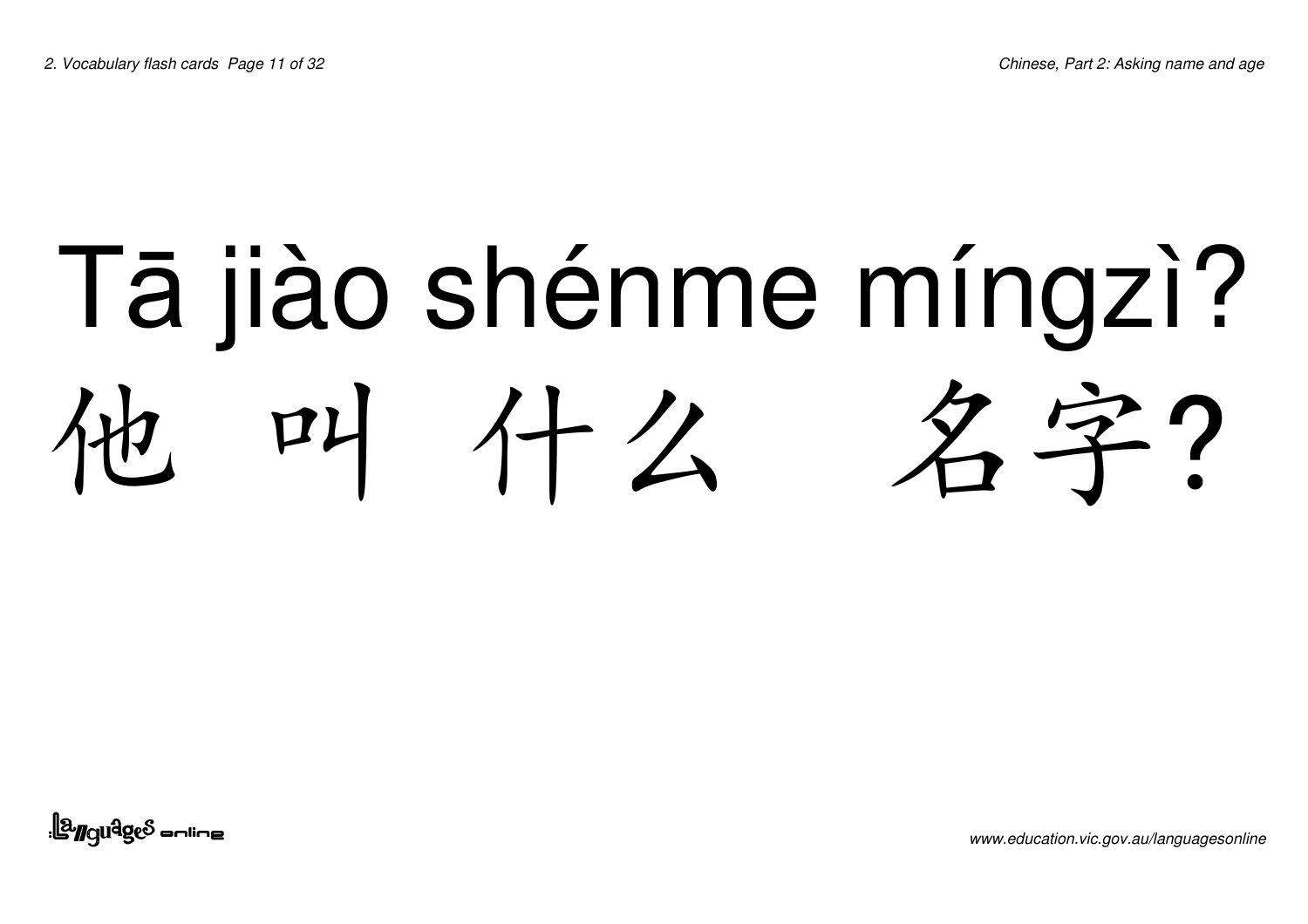# Tā jiào shénme míngzì?

# 他 叫 什么 名字?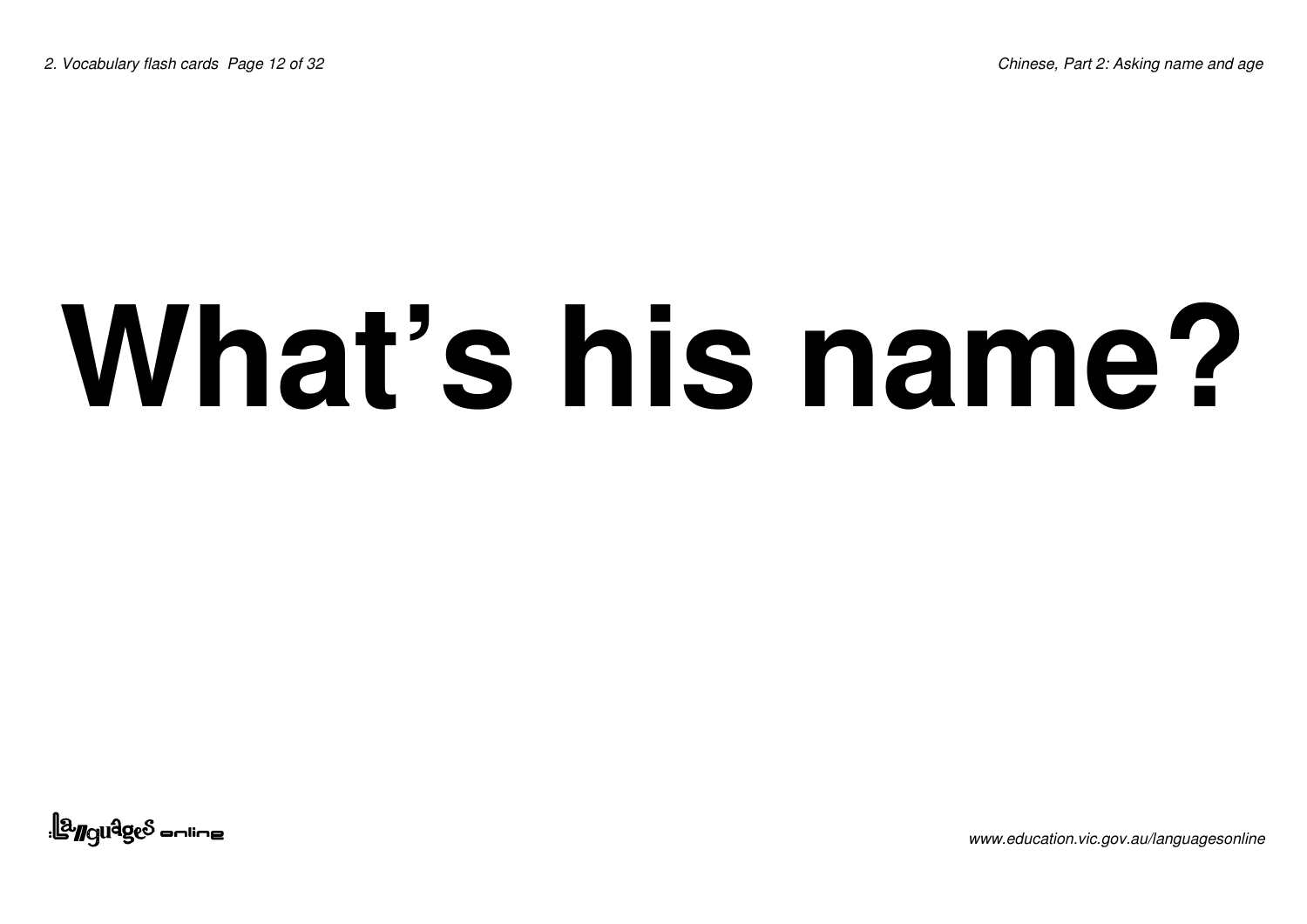# What's his name?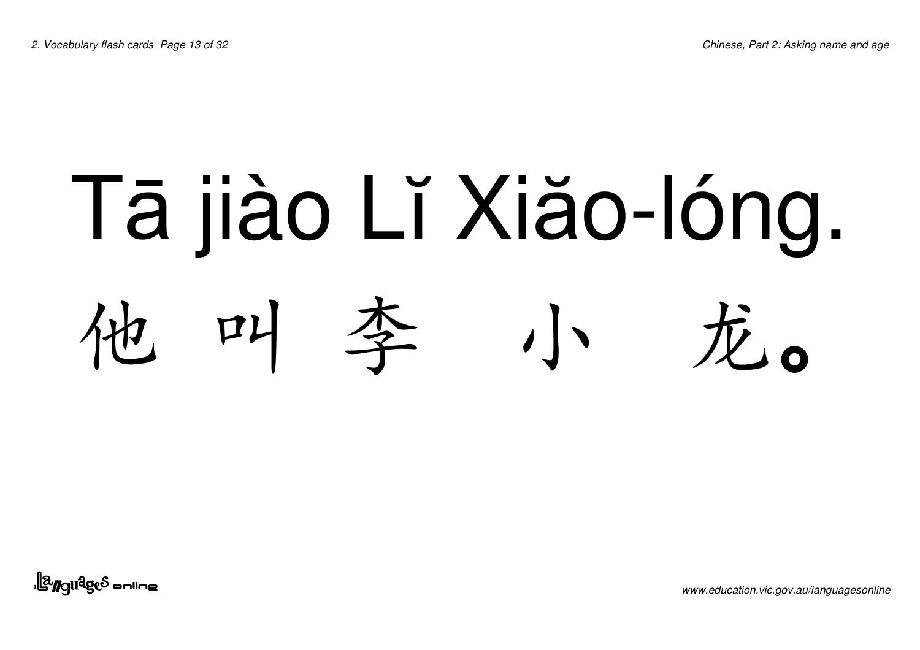Tā jiào Lǐ Xiǎo-lóng.

他 叫 李 小 龙。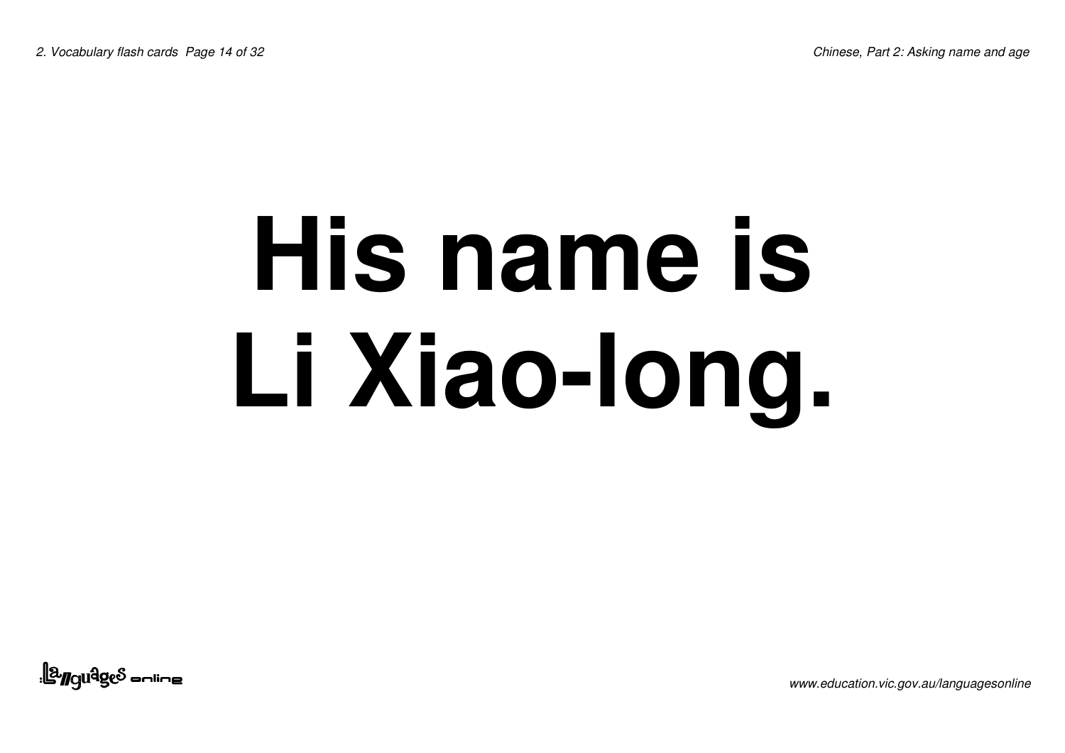# His name is Li Xiao-long.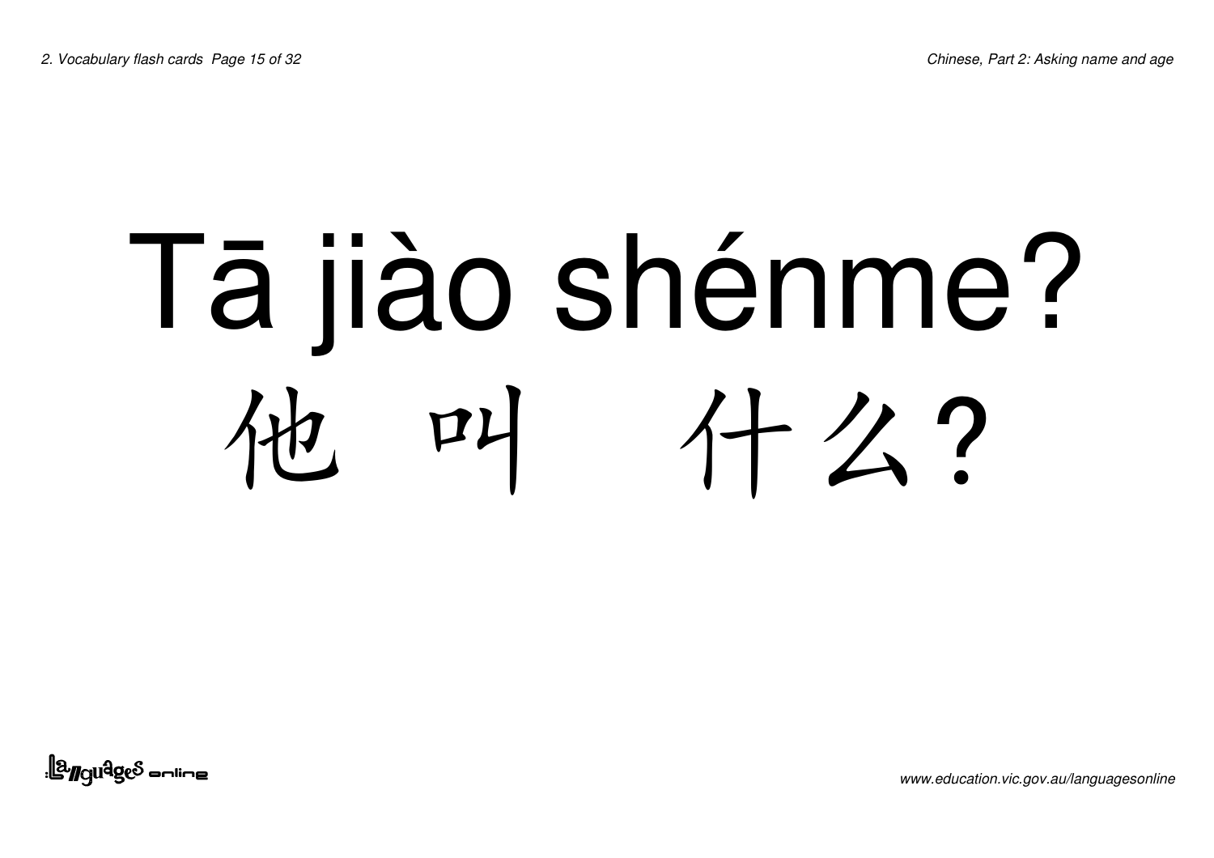# Tā jiào shénme?

# 他 叫 什么?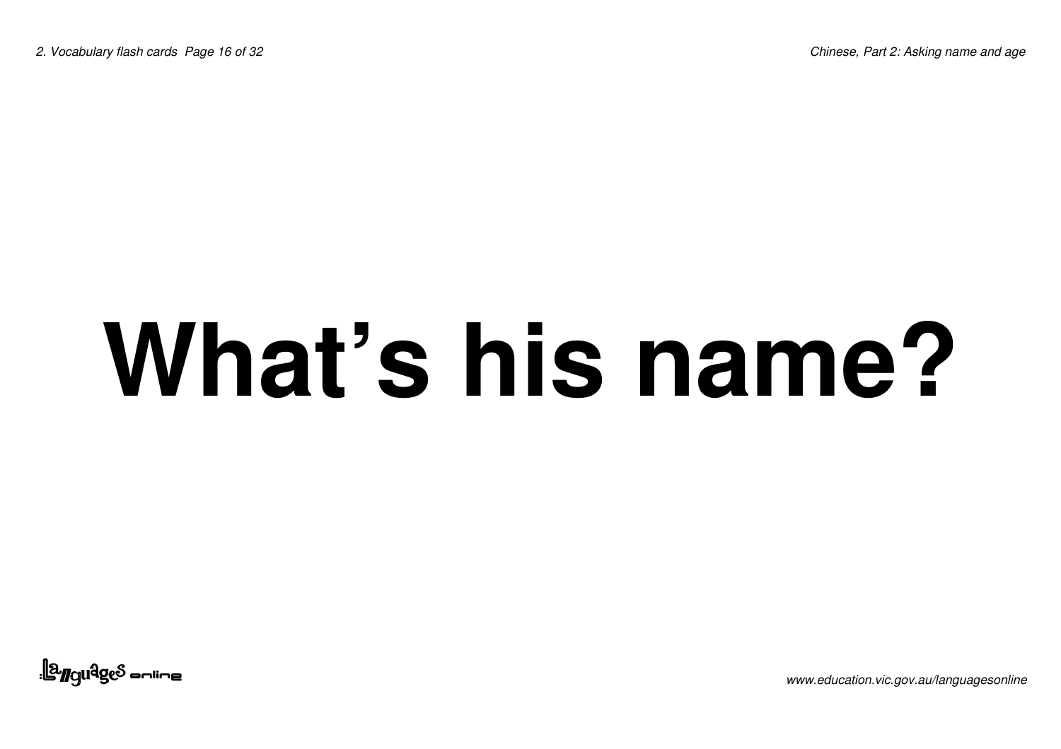# What’s his name?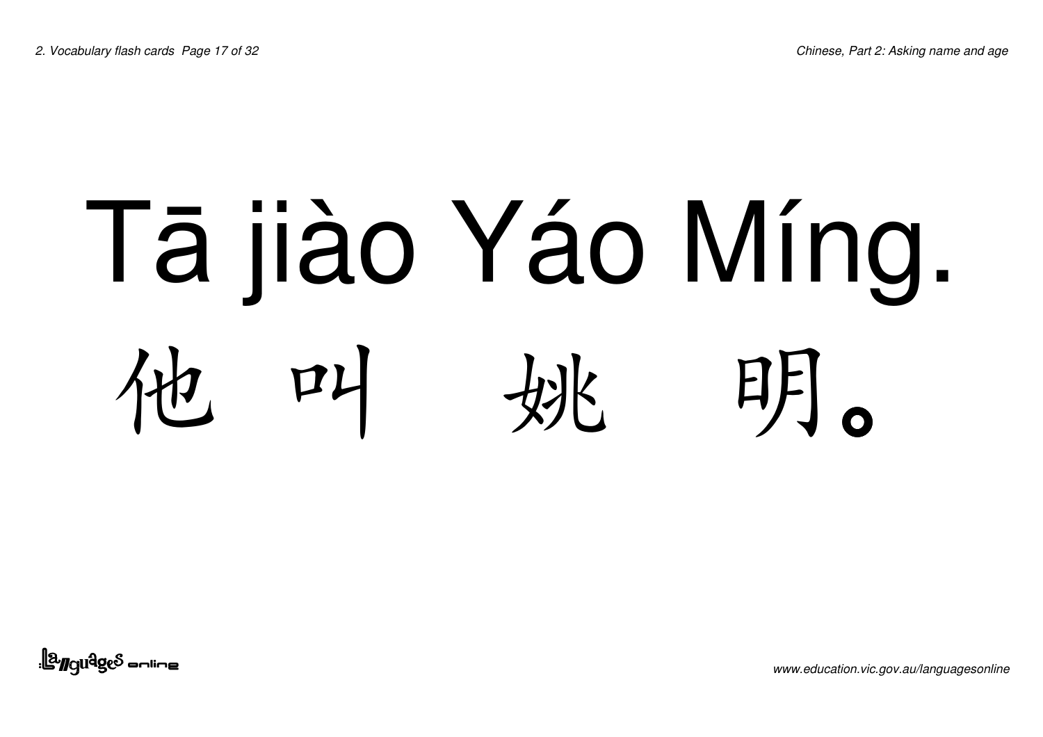Tā jiào Yáo Míng.

他 叫 姚 明。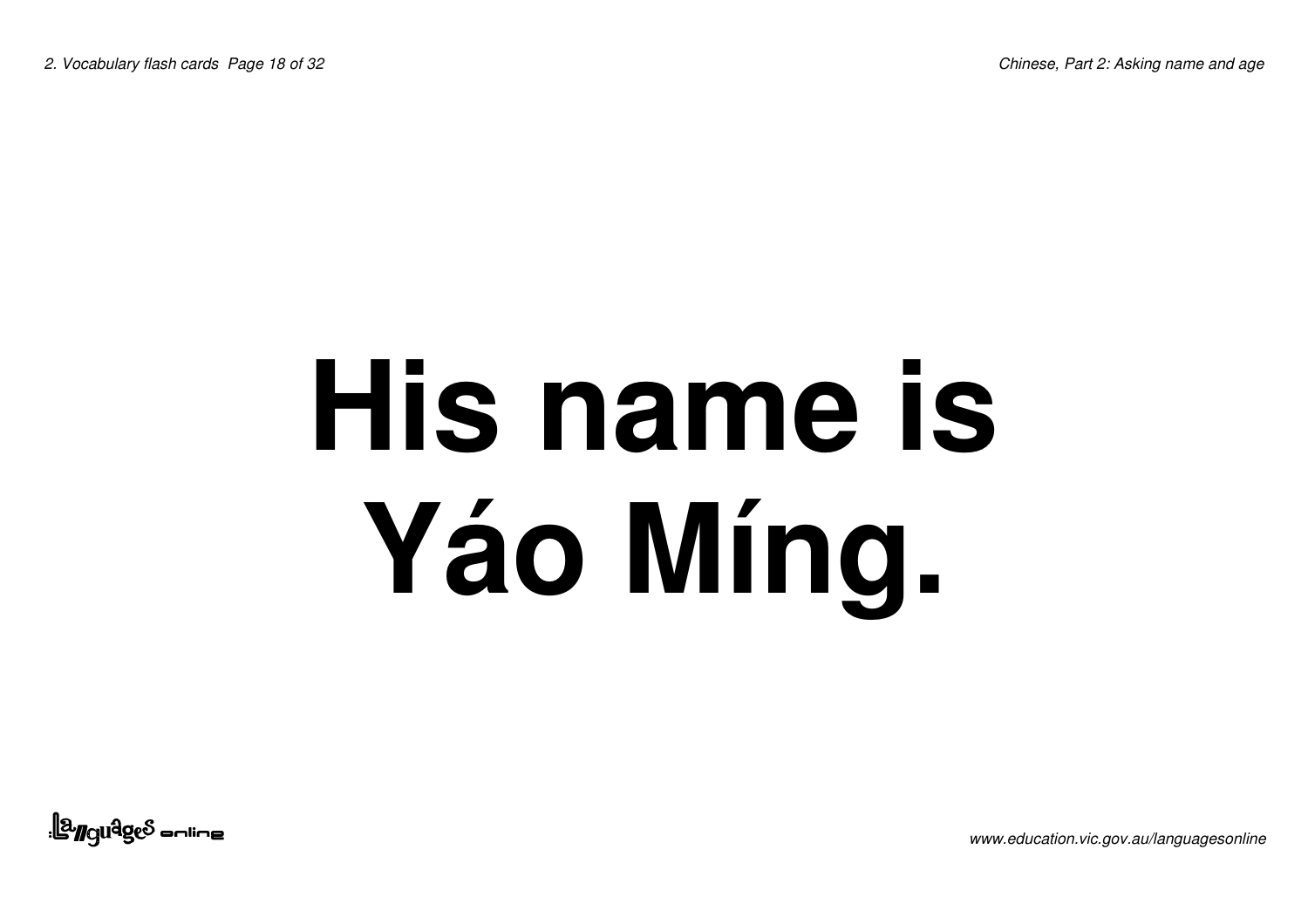# His name is Yáo Míng.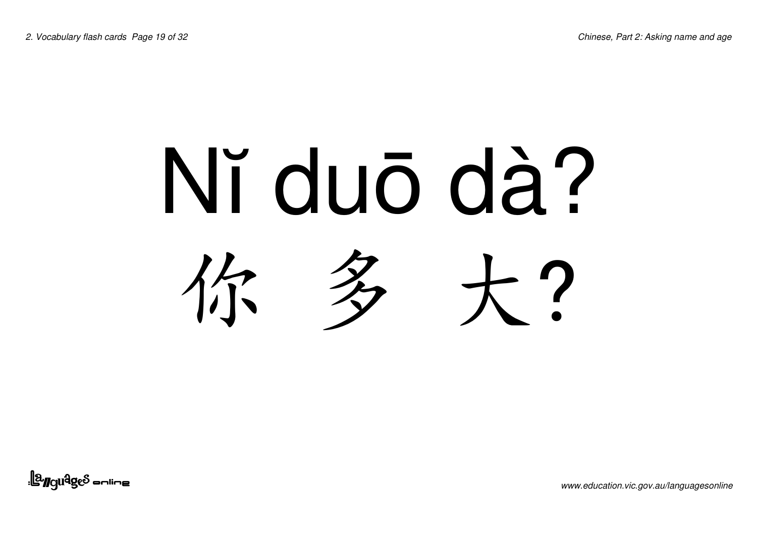# Nĭ duō dà?

# 你 多 大?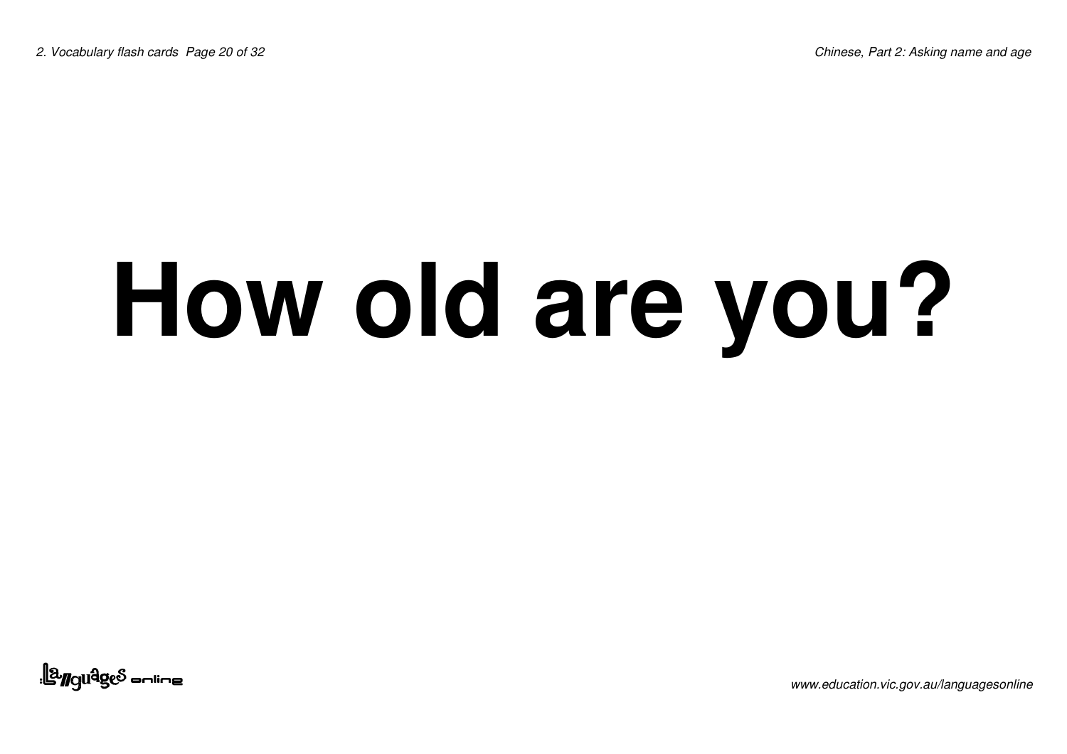# How old are you?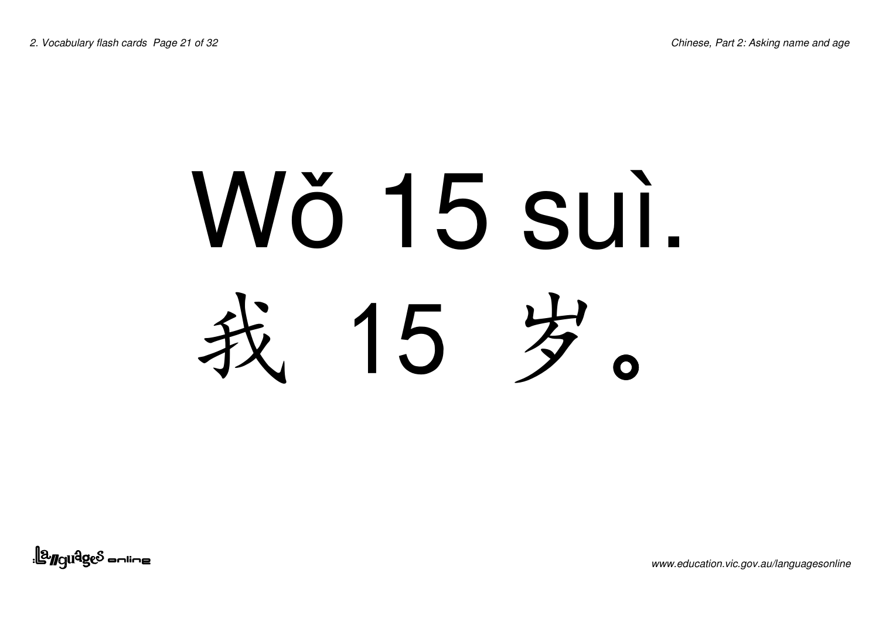Wǒ 15 suì.

我 15 岁。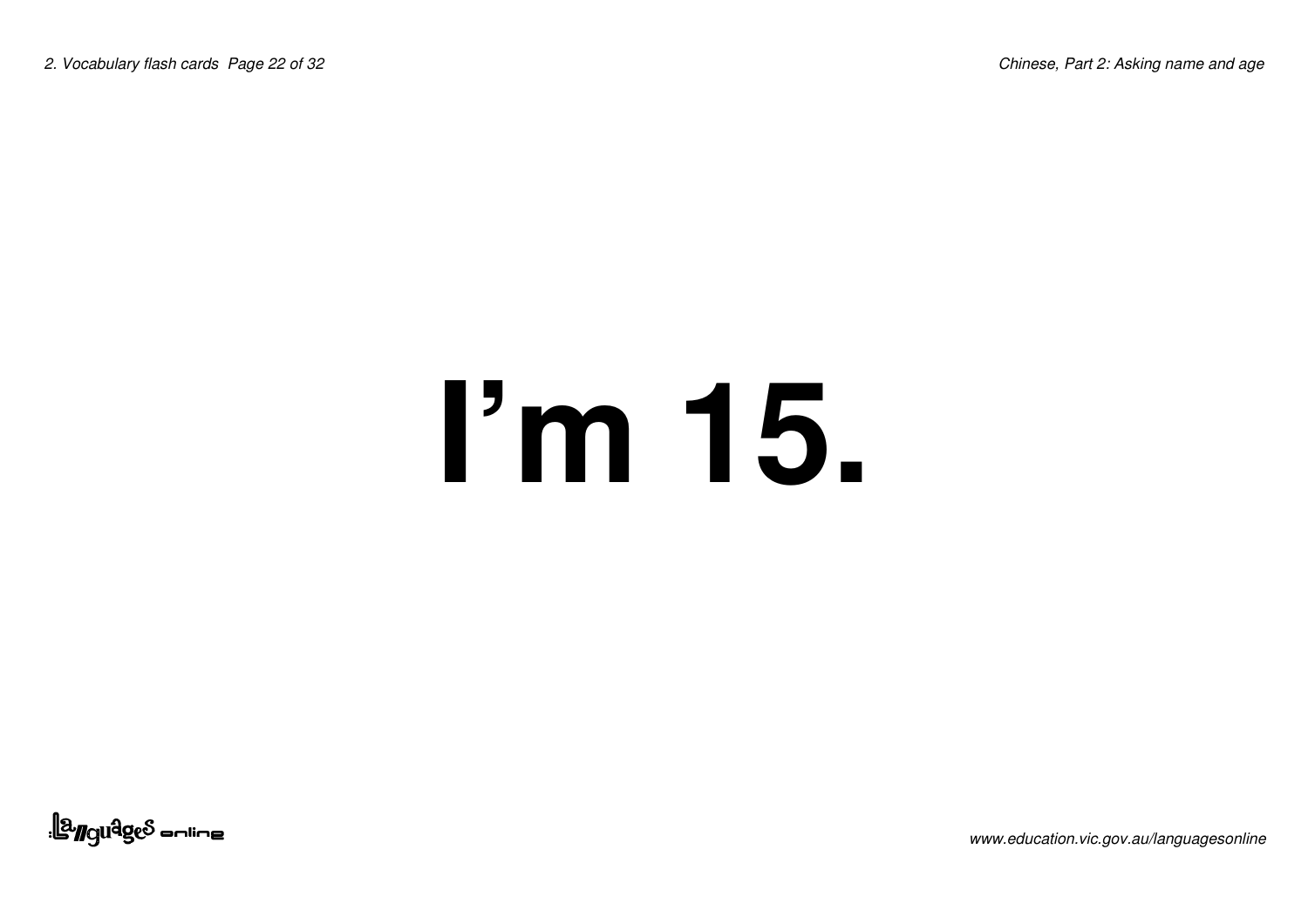# I’m 15.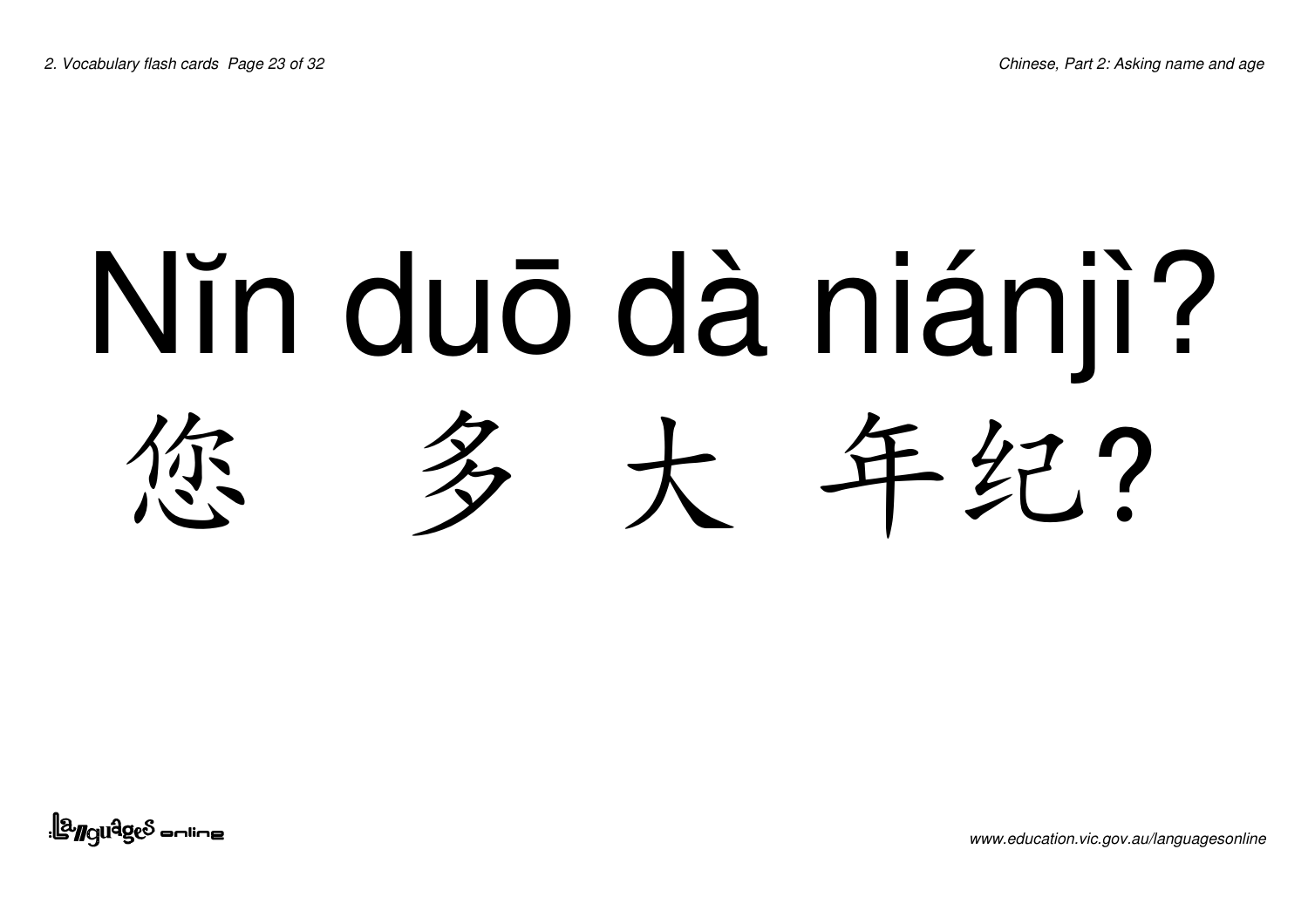# Nĭn duō dà niánjì?

# 您 多 大 年纪?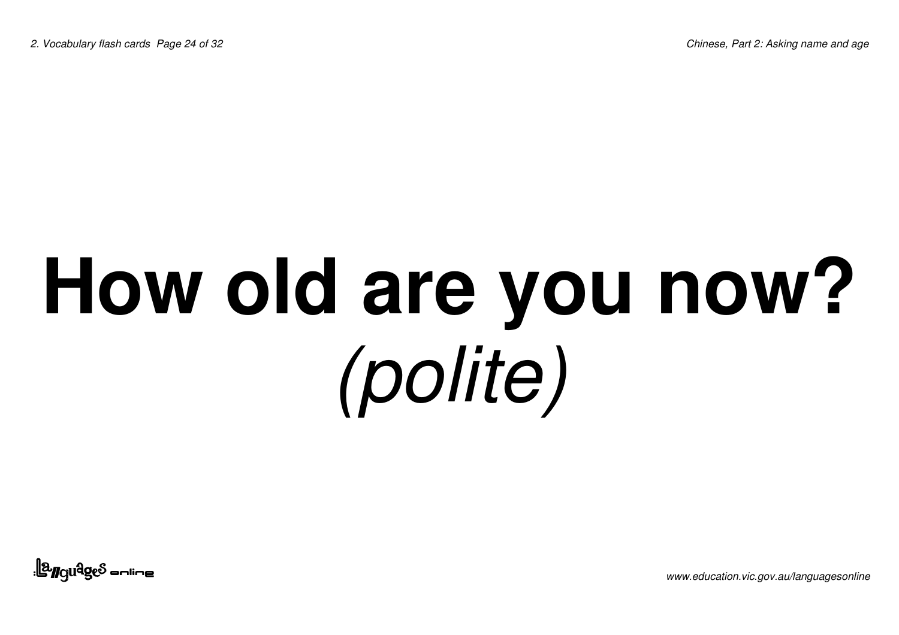# How old are you now?

*(polite)*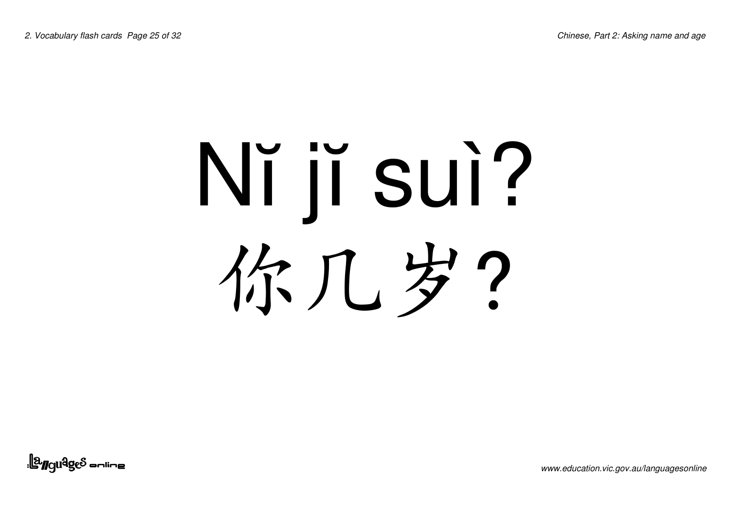# Nĭ jĭ suì?

# 你几岁?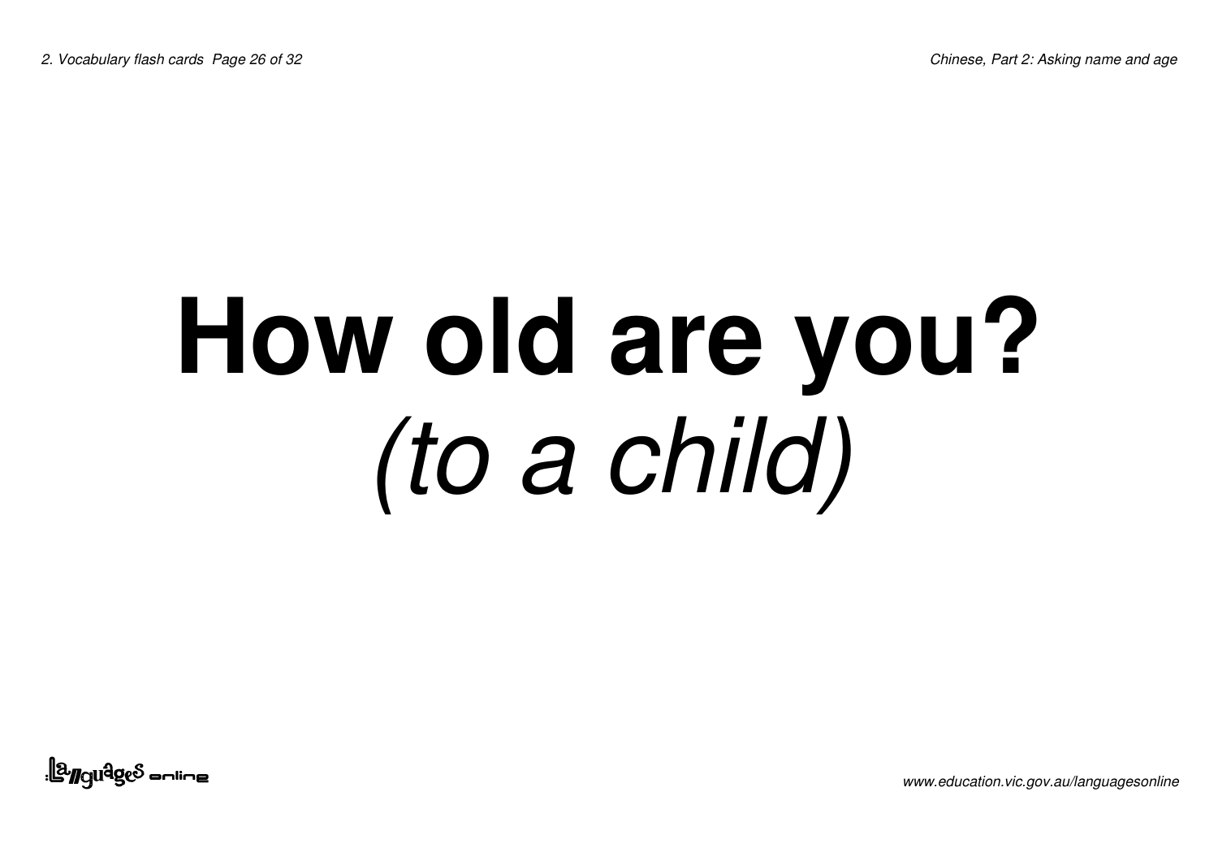# How old are you?

*(to a child)*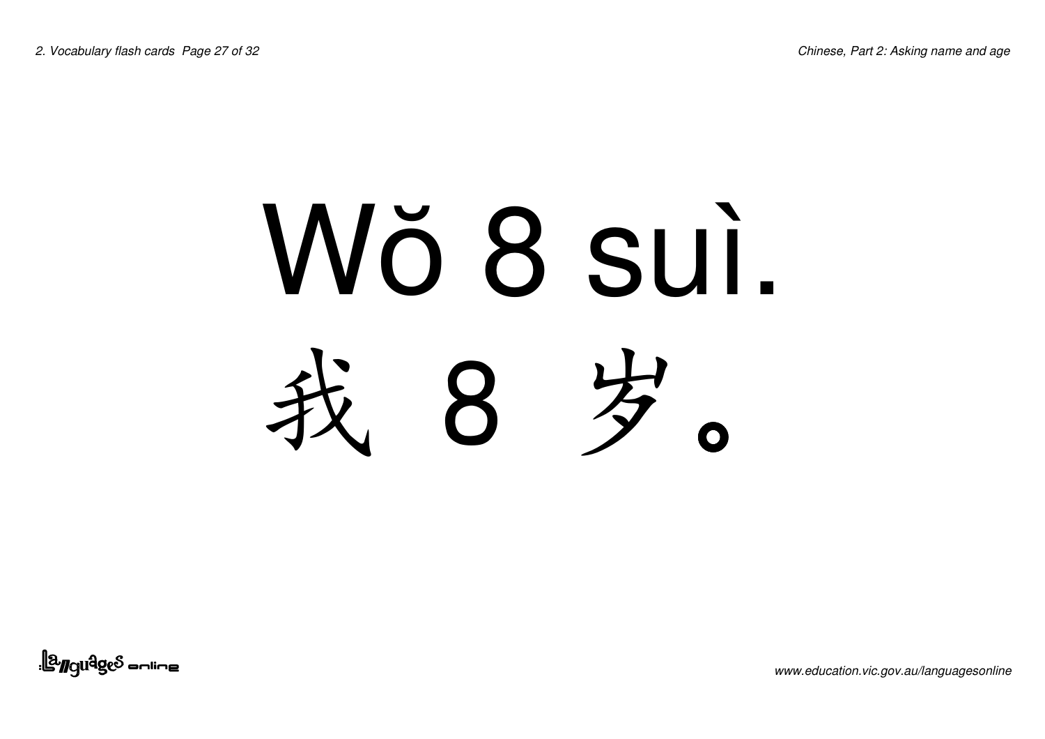Wǒ 8 suì.

我 8 岁。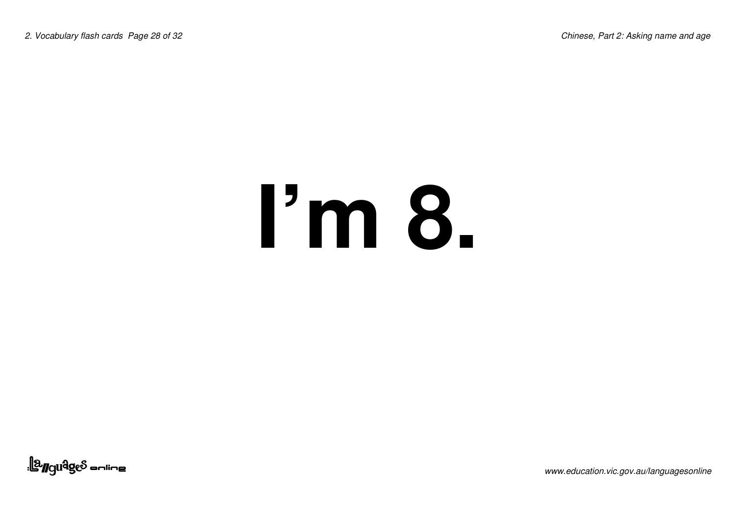# I’m 8.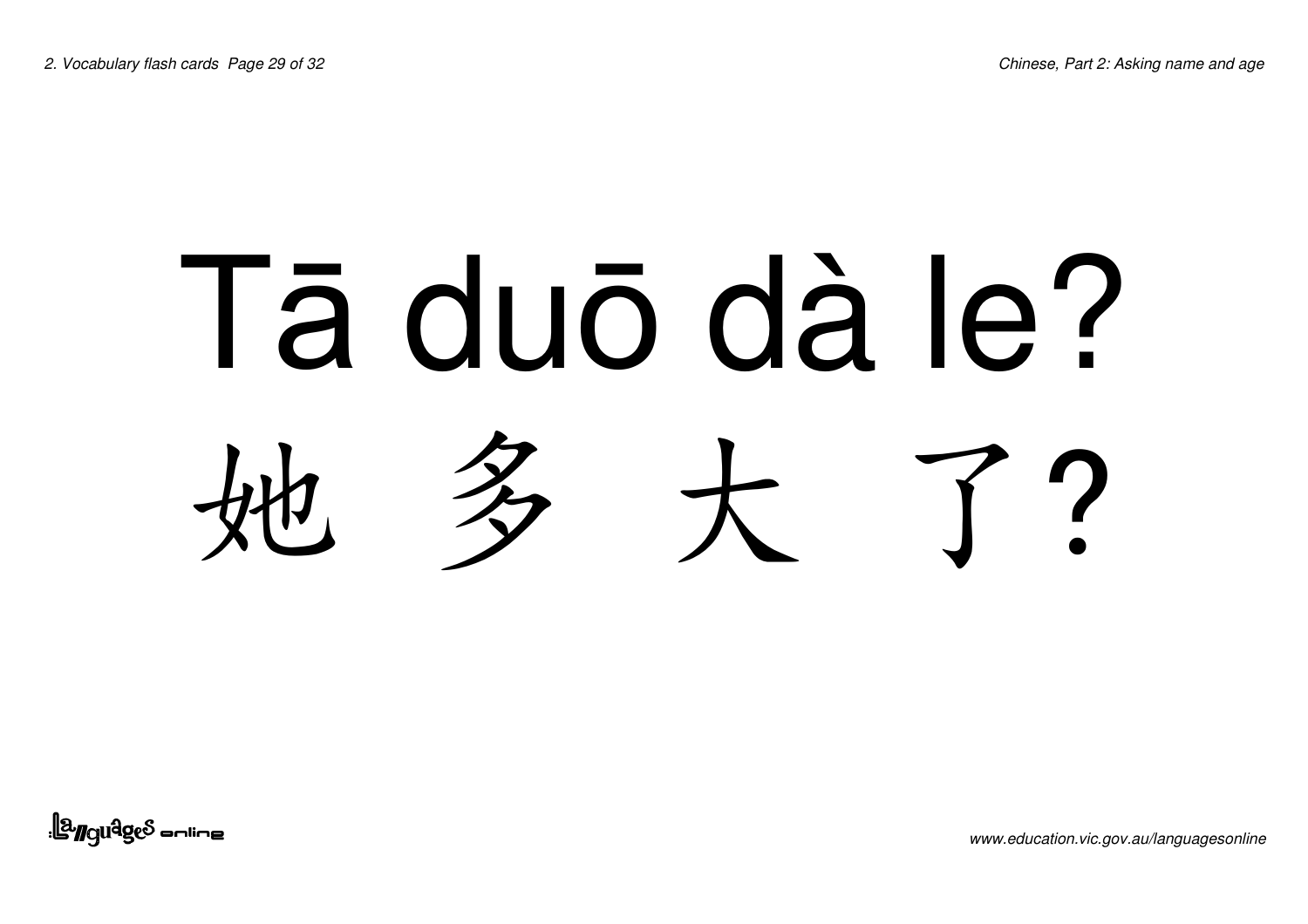# Tā duō dà le?

# 她 多 大 了?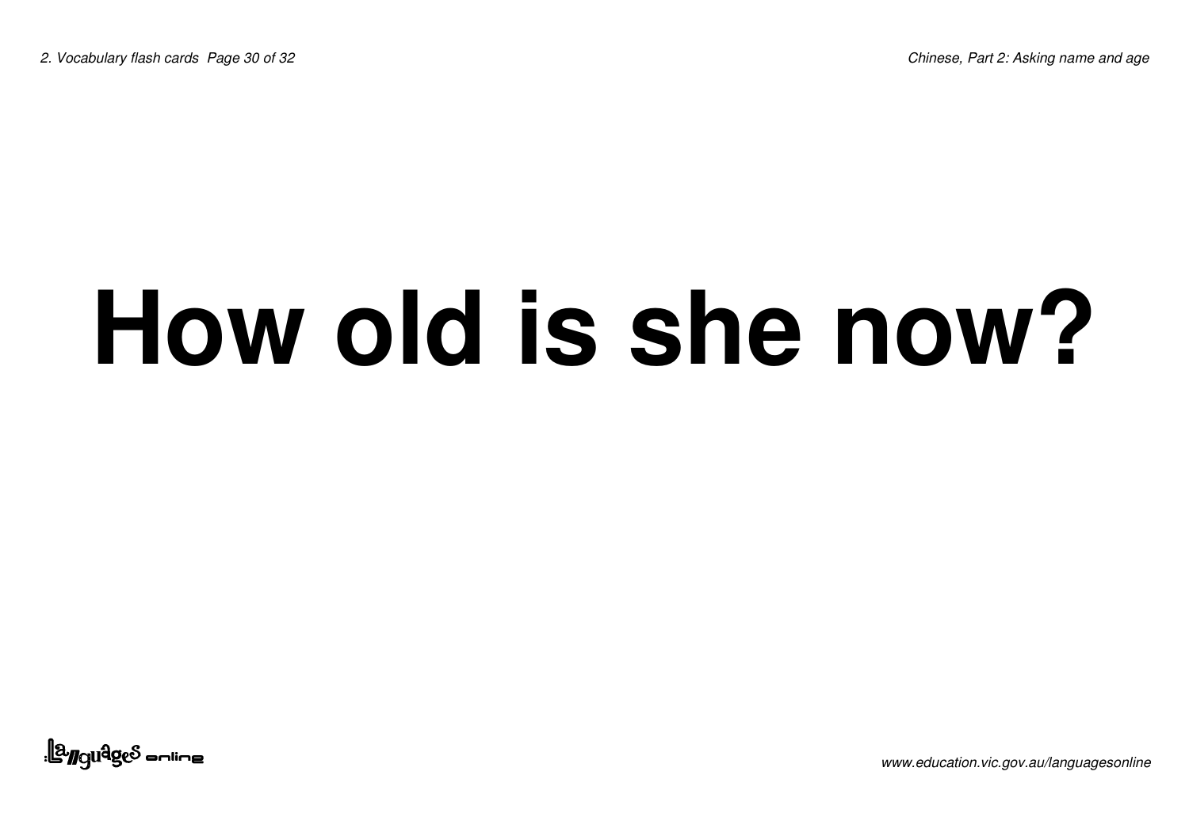# How old is she now?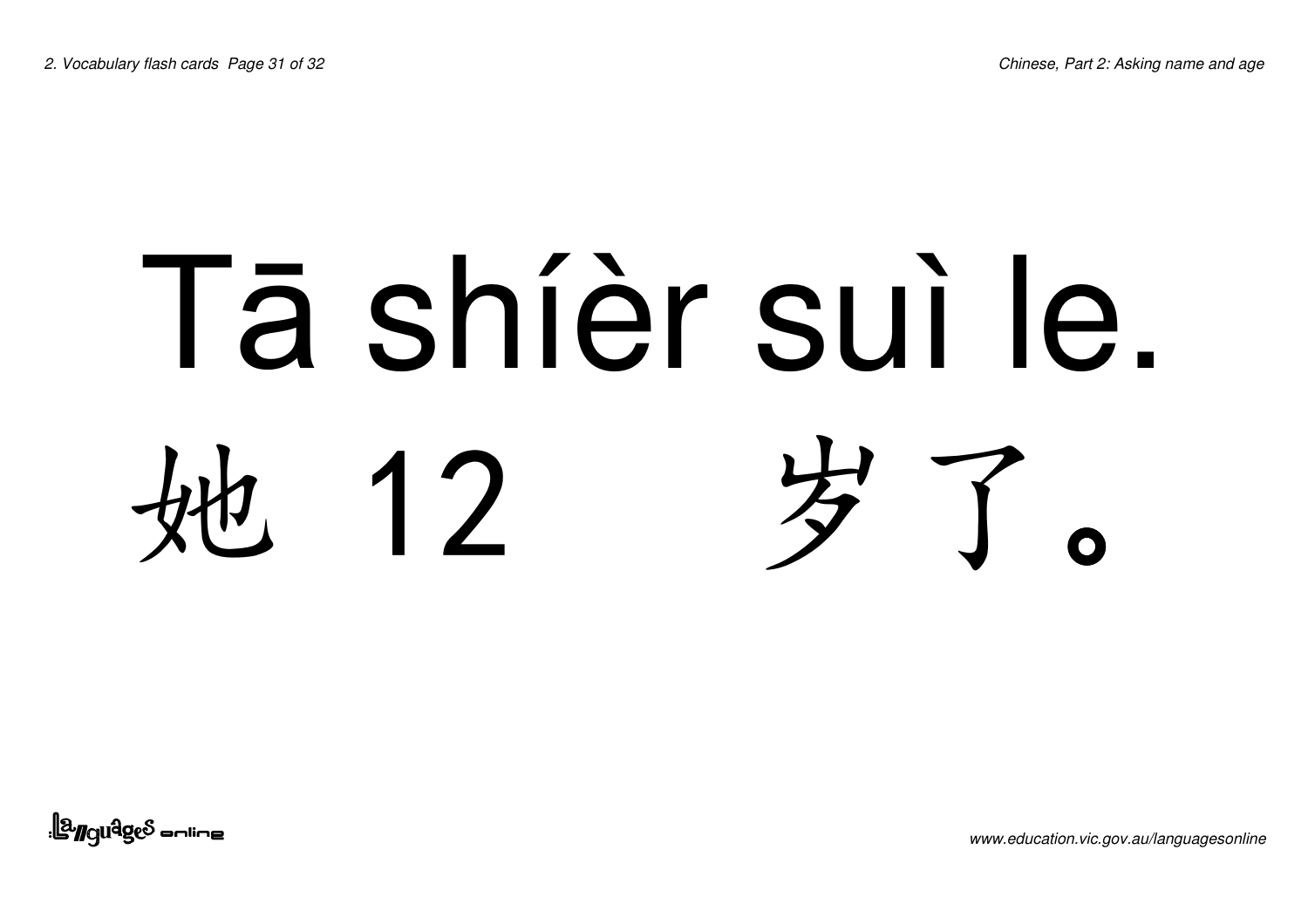# Tā shíèr suì le.

# 她 12 岁了。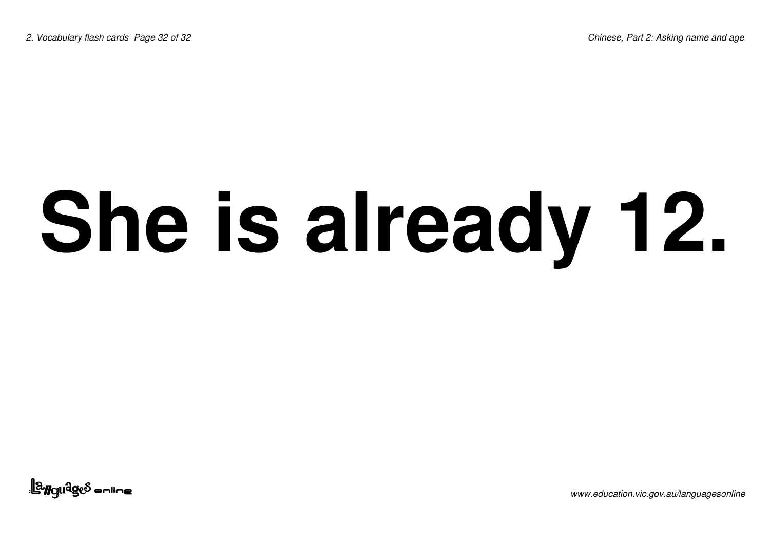# She is already 12.